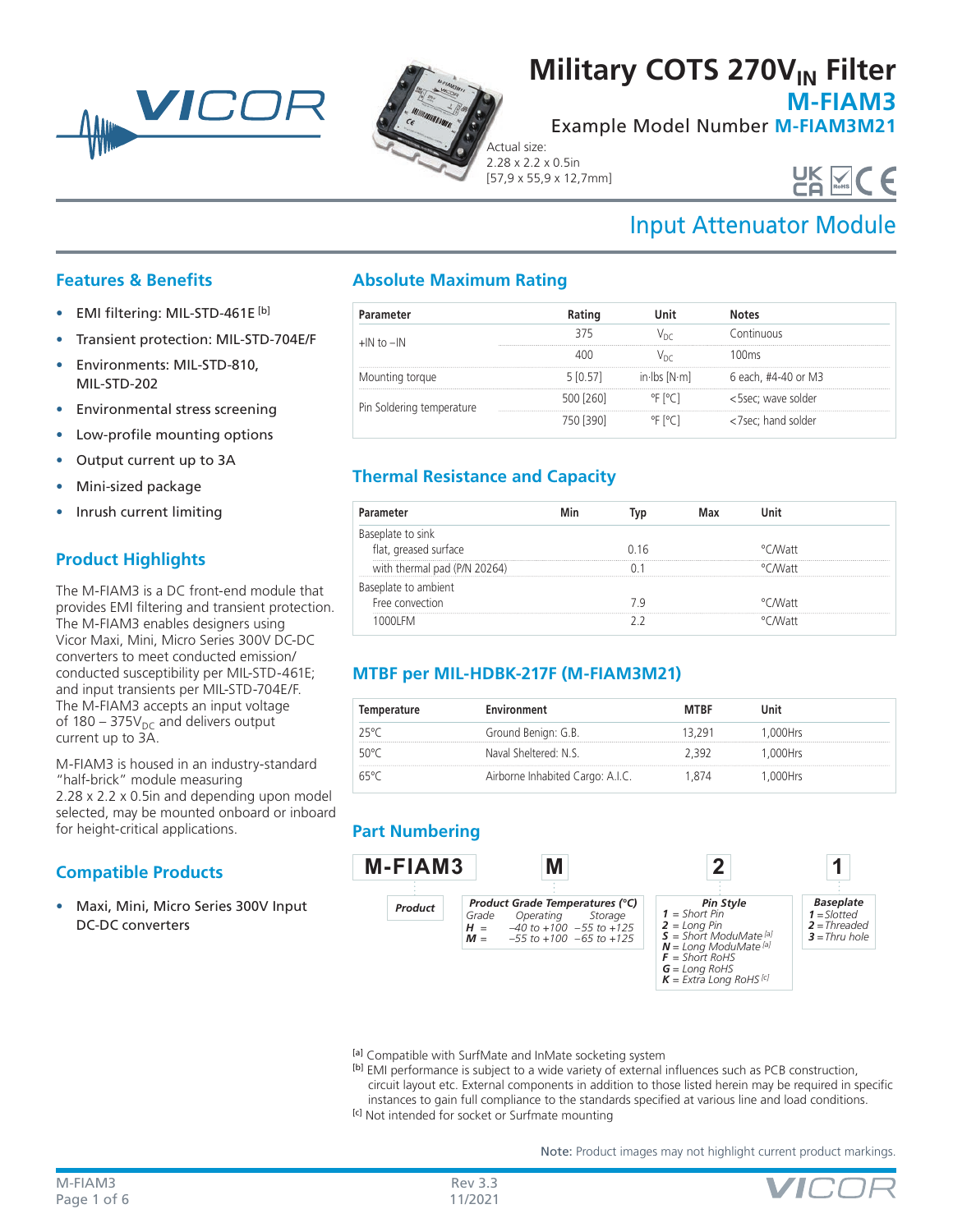# Military COTS 270$V_{IN}$ Filter

## M-FIAM3

Example Model Number **M-FIAM3M21**

Actual size:
2.28 x 2.2 x 0.5in
[57,9 x 55,9 x 12,7mm]

## Input Attenuator Module

### Features & Benefits

- EMI filtering: MIL-STD-461E [b]
- Transient protection: MIL-STD-704E/F
- Environments: MIL-STD-810, MIL-STD-202
- Environmental stress screening
- Low-profile mounting options
- Output current up to 3A
- Mini-sized package
- Inrush current limiting

### Product Highlights

The M-FIAM3 is a DC front-end module that provides EMI filtering and transient protection. The M-FIAM3 enables designers using Vicor Maxi, Mini, Micro Series 300V DC-DC converters to meet conducted emission/conducted susceptibility per MIL-STD-461E; and input transients per MIL-STD-704E/F. The M-FIAM3 accepts an input voltage of 180 – 375$V_{DC}$ and delivers output current up to 3A.

M-FIAM3 is housed in an industry-standard "half-brick" module measuring 2.28 x 2.2 x 0.5in and depending upon model selected, may be mounted onboard or inboard for height-critical applications.

### Compatible Products

- Maxi, Mini, Micro Series 300V Input DC-DC converters

### Absolute Maximum Rating

| Parameter | Rating | Unit | Notes |
|---|---|---|---|
| +IN to –IN | 375 | $V_{DC}$ | Continuous |
| | 400 | $V_{DC}$ | 100ms |
| Mounting torque | 5 [0.57] | in·lbs [N·m] | 6 each, #4-40 or M3 |
| Pin Soldering temperature | 500 [260] | °F [°C] | <5sec; wave solder |
| | 750 [390] | °F [°C] | <7sec; hand solder |

### Thermal Resistance and Capacity

| Parameter | Min | Typ | Max | Unit |
|---|---|---|---|---|
| Baseplate to sink | | | | |
| flat, greased surface | | 0.16 | | °C/Watt |
| with thermal pad (P/N 20264) | | 0.1 | | °C/Watt |
| Baseplate to ambient | | | | |
| Free convection | | 7.9 | | °C/Watt |
| 1000LFM | | 2.2 | | °C/Watt |

### MTBF per MIL-HDBK-217F (M-FIAM3M21)

| Temperature | Environment | MTBF | Unit |
|---|---|---|---|
| 25°C | Ground Benign: G.B. | 13,291 | 1,000Hrs |
| 50°C | Naval Sheltered: N.S. | 2,392 | 1,000Hrs |
| 65°C | Airborne Inhabited Cargo: A.I.C. | 1,874 | 1,000Hrs |

### Part Numbering

**M-FIAM3** | **M** | **2** | **1**

**Product**: M-FIAM3

**Product Grade Temperatures (°C)**

| Grade | Operating | Storage |
|---|---|---|
| H = | –40 to +100 | –55 to +125 |
| M = | –55 to +100 | –65 to +125 |

**Pin Style**
- 1 = Short Pin
- 2 = Long Pin
- S = Short ModuMate [a]
- N = Long ModuMate [a]
- F = Short RoHS
- G = Long RoHS
- K = Extra Long RoHS [c]

**Baseplate**
- 1 = Slotted
- 2 = Threaded
- 3 = Thru hole

[a] Compatible with SurfMate and InMate socketing system

[b] EMI performance is subject to a wide variety of external influences such as PCB construction, circuit layout etc. External components in addition to those listed herein may be required in specific instances to gain full compliance to the standards specified at various line and load conditions.

[c] Not intended for socket or Surfmate mounting

Note: Product images may not highlight current product markings.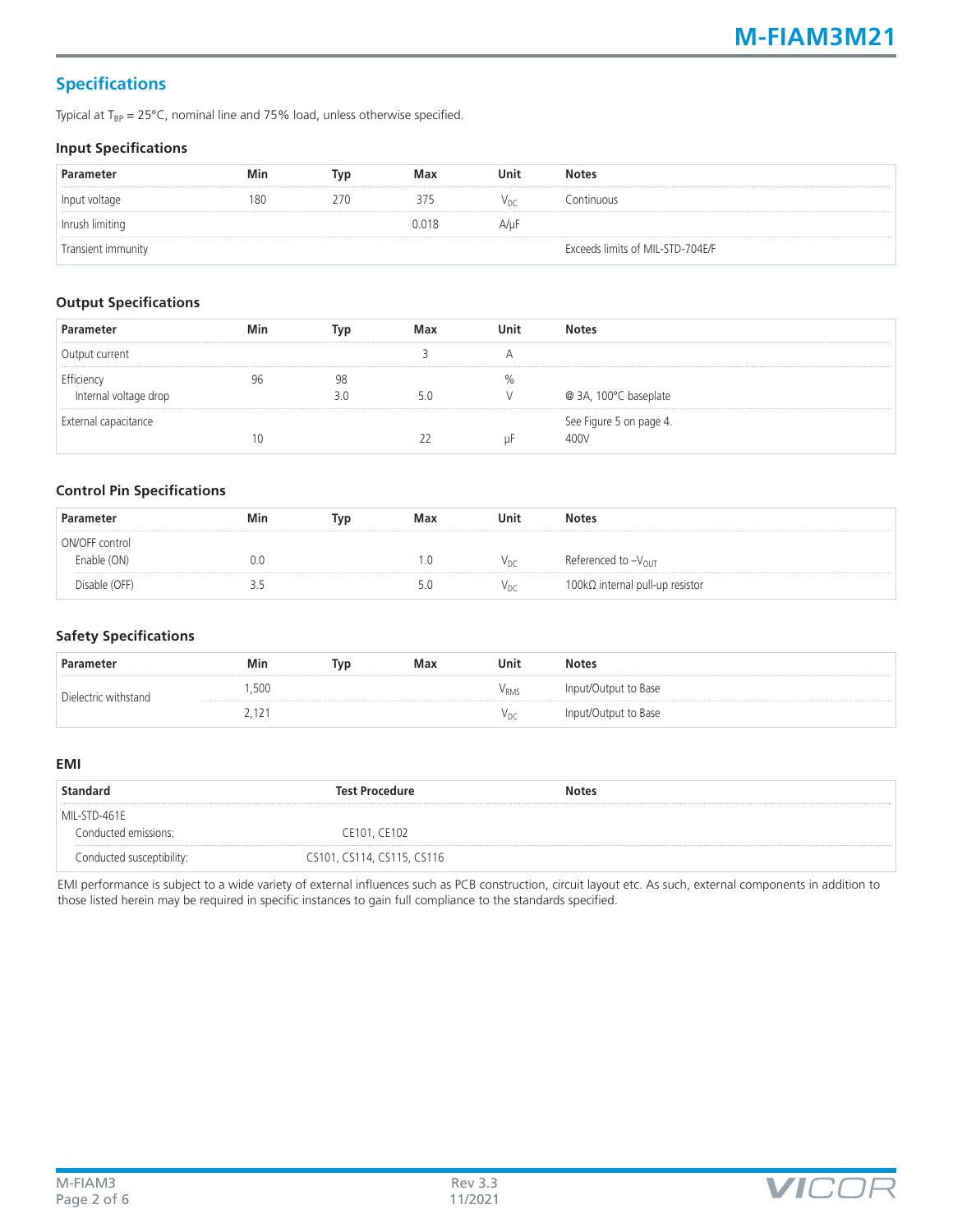## Specifications

Typical at $T_{BP}$ = 25°C, nominal line and 75% load, unless otherwise specified.

### Input Specifications

| Parameter | Min | Typ | Max | Unit | Notes |
|---|---|---|---|---|---|
| Input voltage | 180 | 270 | 375 | $V_{DC}$ | Continuous |
| Inrush limiting | | | 0.018 | A/µF | |
| Transient immunity | | | | | Exceeds limits of MIL-STD-704E/F |

### Output Specifications

| Parameter | Min | Typ | Max | Unit | Notes |
|---|---|---|---|---|---|
| Output current | | | 3 | A | |
| Efficiency | 96 | 98 | | % | |
| Internal voltage drop | | 3.0 | 5.0 | V | @ 3A, 100°C baseplate |
| External capacitance | 10 | | 22 | µF | See Figure 5 on page 4. 400V |

### Control Pin Specifications

| Parameter | Min | Typ | Max | Unit | Notes |
|---|---|---|---|---|---|
| ON/OFF control | | | | | |
| Enable (ON) | 0.0 | | 1.0 | $V_{DC}$ | Referenced to $-V_{OUT}$ |
| Disable (OFF) | 3.5 | | 5.0 | $V_{DC}$ | 100kΩ internal pull-up resistor |

### Safety Specifications

| Parameter | Min | Typ | Max | Unit | Notes |
|---|---|---|---|---|---|
| Dielectric withstand | 1,500 | | | $V_{RMS}$ | Input/Output to Base |
| | 2,121 | | | $V_{DC}$ | Input/Output to Base |

### EMI

| Standard | Test Procedure | Notes |
|---|---|---|
| MIL-STD-461E | | |
| Conducted emissions: | CE101, CE102 | |
| Conducted susceptibility: | CS101, CS114, CS115, CS116 | |

EMI performance is subject to a wide variety of external influences such as PCB construction, circuit layout etc. As such, external components in addition to those listed herein may be required in specific instances to gain full compliance to the standards specified.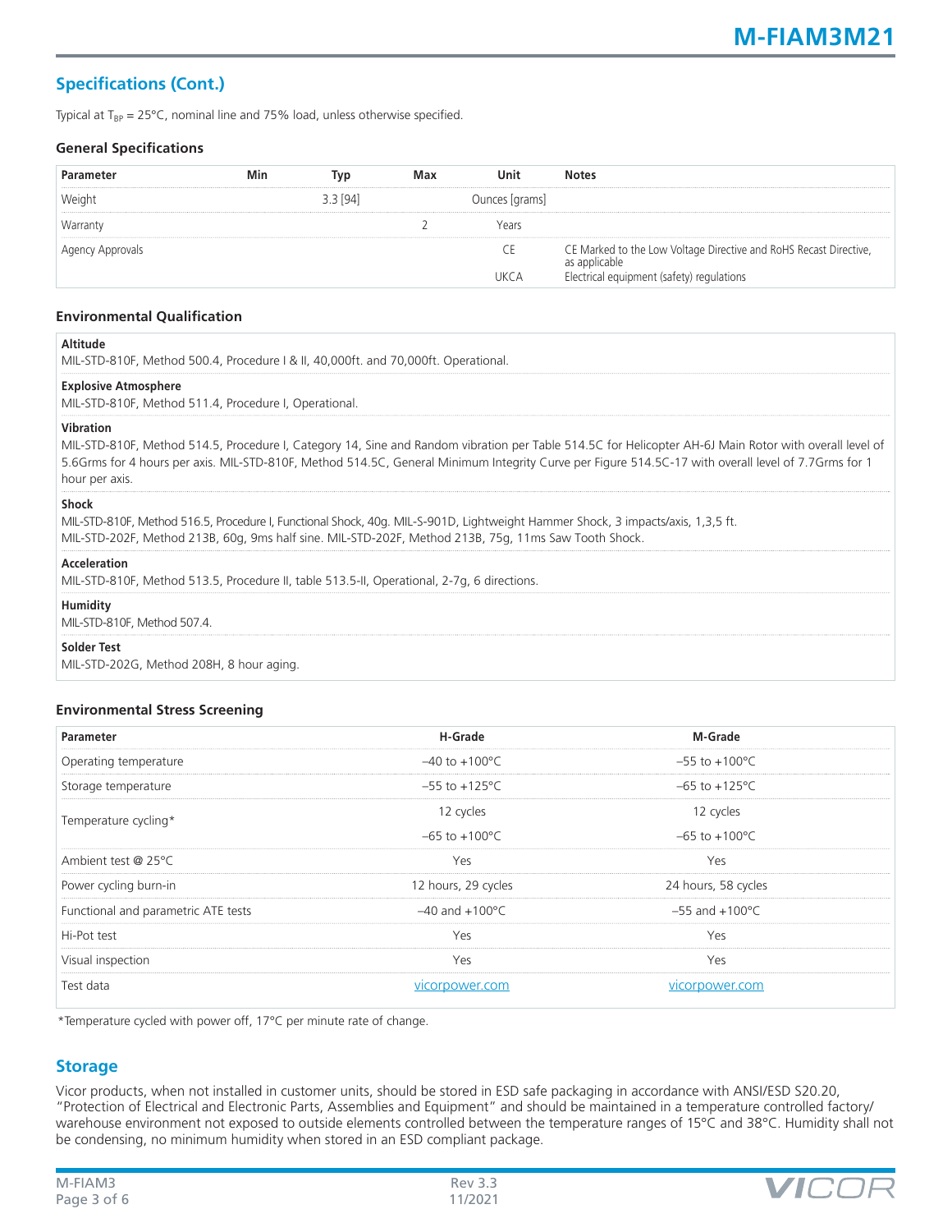## Specifications (Cont.)

Typical at $T_{BP}$ = 25°C, nominal line and 75% load, unless otherwise specified.

### General Specifications

| Parameter | Min | Typ | Max | Unit | Notes |
|---|---|---|---|---|---|
| Weight | | 3.3 [94] | | Ounces [grams] | |
| Warranty | | | 2 | Years | |
| Agency Approvals | | | | CE<br>UKCA | CE Marked to the Low Voltage Directive and RoHS Recast Directive, as applicable<br>Electrical equipment (safety) regulations |

### Environmental Qualification

**Altitude**
MIL-STD-810F, Method 500.4, Procedure I & II, 40,000ft. and 70,000ft. Operational.

**Explosive Atmosphere**
MIL-STD-810F, Method 511.4, Procedure I, Operational.

**Vibration**
MIL-STD-810F, Method 514.5, Procedure I, Category 14, Sine and Random vibration per Table 514.5C for Helicopter AH-6J Main Rotor with overall level of 5.6Grms for 4 hours per axis. MIL-STD-810F, Method 514.5C, General Minimum Integrity Curve per Figure 514.5C-17 with overall level of 7.7Grms for 1 hour per axis.

**Shock**
MIL-STD-810F, Method 516.5, Procedure I, Functional Shock, 40g. MIL-S-901D, Lightweight Hammer Shock, 3 impacts/axis, 1,3,5 ft.
MIL-STD-202F, Method 213B, 60g, 9ms half sine. MIL-STD-202F, Method 213B, 75g, 11ms Saw Tooth Shock.

**Acceleration**
MIL-STD-810F, Method 513.5, Procedure II, table 513.5-II, Operational, 2-7g, 6 directions.

**Humidity**
MIL-STD-810F, Method 507.4.

**Solder Test**
MIL-STD-202G, Method 208H, 8 hour aging.

### Environmental Stress Screening

| Parameter | H-Grade | M-Grade |
|---|---|---|
| Operating temperature | –40 to +100°C | –55 to +100°C |
| Storage temperature | –55 to +125°C | –65 to +125°C |
| Temperature cycling* | 12 cycles<br>–65 to +100°C | 12 cycles<br>–65 to +100°C |
| Ambient test @ 25°C | Yes | Yes |
| Power cycling burn-in | 12 hours, 29 cycles | 24 hours, 58 cycles |
| Functional and parametric ATE tests | –40 and +100°C | –55 and +100°C |
| Hi-Pot test | Yes | Yes |
| Visual inspection | Yes | Yes |
| Test data | vicorpower.com | vicorpower.com |

*Temperature cycled with power off, 17°C per minute rate of change.

## Storage

Vicor products, when not installed in customer units, should be stored in ESD safe packaging in accordance with ANSI/ESD S20.20, "Protection of Electrical and Electronic Parts, Assemblies and Equipment" and should be maintained in a temperature controlled factory/ warehouse environment not exposed to outside elements controlled between the temperature ranges of 15°C and 38°C. Humidity shall not be condensing, no minimum humidity when stored in an ESD compliant package.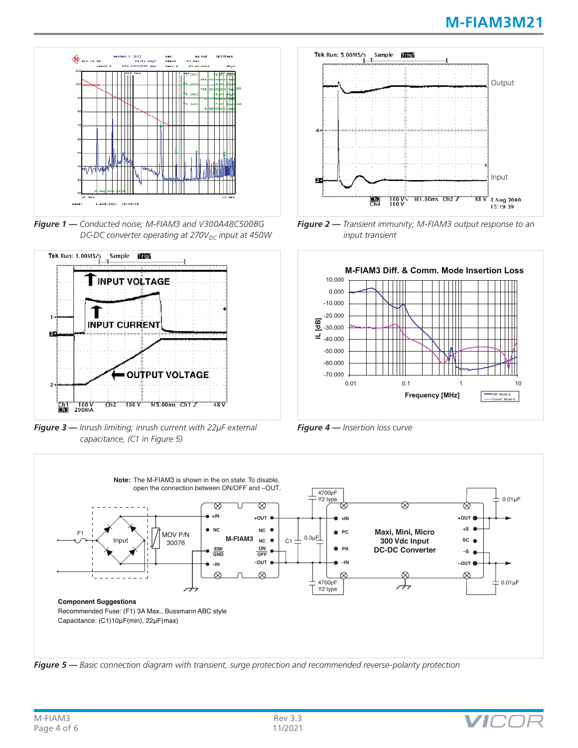*Figure 1 — Conducted noise; M-FIAM3 and V300A48C500BG DC-DC converter operating at 270$V_{DC}$ input at 450W*

*Figure 2 — Transient immunity; M-FIAM3 output response to an input transient*

*Figure 3 — Inrush limiting; inrush current with 22µF external capacitance, (C1 in Figure 5)*

*Figure 4 — Insertion loss curve*

**Note:** The M-FIAM3 is shown in the on state. To disable, open the connection between ON/OFF and –OUT.

**Component Suggestions**

Recommended Fuse: (F1) 3A Max., Bussmann ABC style

Capacitance: (C1)10µF(min), 22µF(max)

*Figure 5 — Basic connection diagram with transient, surge protection and recommended reverse-polarity protection*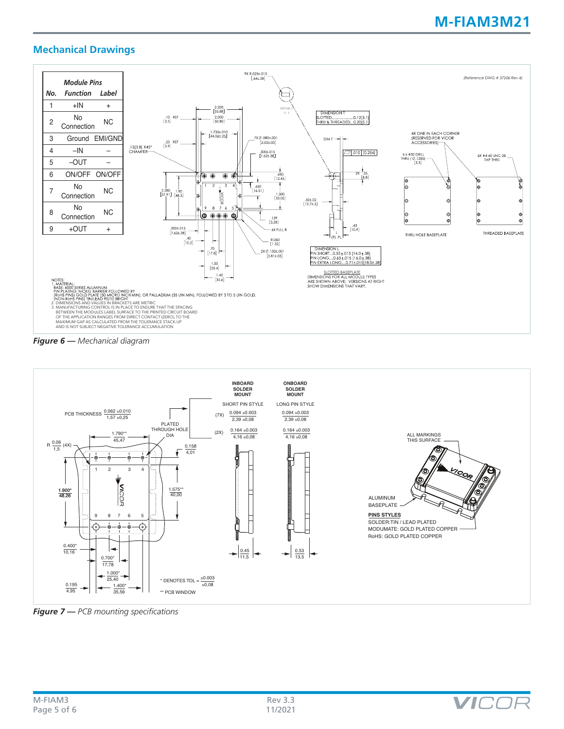## Mechanical Drawings

| No. | Function | Label |
|---|---|---|
| 1 | +IN | + |
| 2 | No Connection | NC |
| 3 | Ground | EMI/GND |
| 4 | –IN | – |
| 5 | –OUT | – |
| 6 | ON/OFF | ON/OFF |
| 7 | No Connection | NC |
| 8 | No Connection | NC |
| 9 | +OUT | + |

(Reference DWG # 37206 Rev 4)

NOTES:
1. MATERIAL:
   BASE: 6000 SERIES ALUMINUM
   PIN PLATING: NICKEL BARRIER FOLLOWED BY
   (RoHS PINS) GOLD PLATE (30 MICRO INCH MIN); OR PALLADIUM (35 UIN MIN), FOLLOWED BY 3 TO 5 UIN GOLD.
   (NON-RoHS PINS) TIN/LEAD 90/10 BRIGHT
2. DIMENSIONS AND VALUES IN BRACKETS ARE METRIC
3. MANUFACTURING CONTROL IS IN PLACE TO ENSURE THAT THE SPACING BETWEEN THE MODULES LABEL SURFACE TO THE PRINTED CIRCUIT BOARD OF THE APPLICATION RANGES FROM DIRECT CONTACT (ZERO), TO THE MAXIMUM GAP AS CALCULATED FROM THE TOLERANCE STACK-UP AND IS NOT SUBJECT NEGATIVE TOLERANCE ACCUMULATION

*Figure 6 — Mechanical diagram*

*Figure 7 — PCB mounting specifications*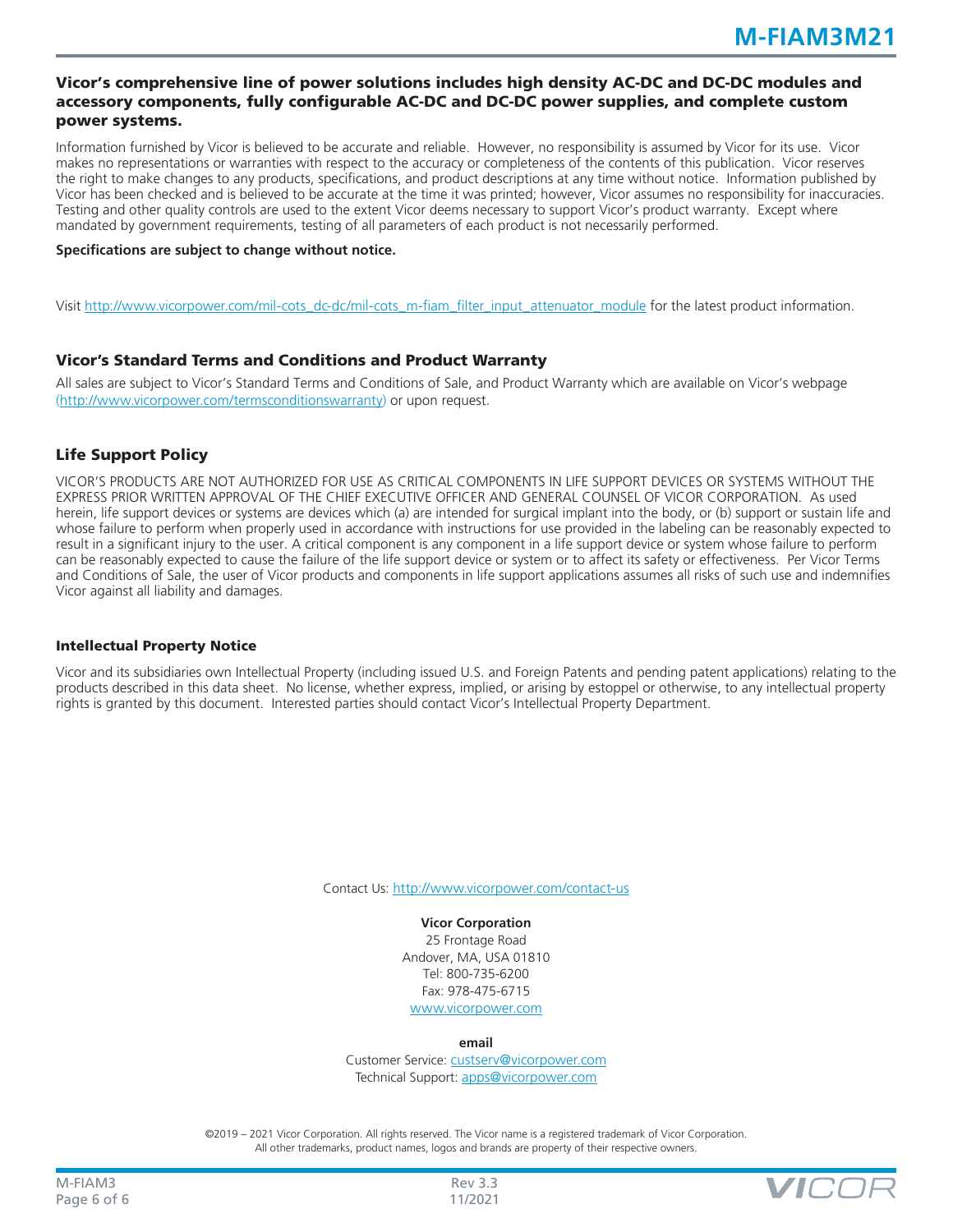**Vicor's comprehensive line of power solutions includes high density AC-DC and DC-DC modules and accessory components, fully configurable AC-DC and DC-DC power supplies, and complete custom power systems.**

Information furnished by Vicor is believed to be accurate and reliable. However, no responsibility is assumed by Vicor for its use. Vicor makes no representations or warranties with respect to the accuracy or completeness of the contents of this publication. Vicor reserves the right to make changes to any products, specifications, and product descriptions at any time without notice. Information published by Vicor has been checked and is believed to be accurate at the time it was printed; however, Vicor assumes no responsibility for inaccuracies. Testing and other quality controls are used to the extent Vicor deems necessary to support Vicor's product warranty. Except where mandated by government requirements, testing of all parameters of each product is not necessarily performed.

**Specifications are subject to change without notice.**

Visit http://www.vicorpower.com/mil-cots_dc-dc/mil-cots_m-fiam_filter_input_attenuator_module for the latest product information.

## Vicor's Standard Terms and Conditions and Product Warranty

All sales are subject to Vicor's Standard Terms and Conditions of Sale, and Product Warranty which are available on Vicor's webpage (http://www.vicorpower.com/termsconditionswarranty) or upon request.

## Life Support Policy

VICOR'S PRODUCTS ARE NOT AUTHORIZED FOR USE AS CRITICAL COMPONENTS IN LIFE SUPPORT DEVICES OR SYSTEMS WITHOUT THE EXPRESS PRIOR WRITTEN APPROVAL OF THE CHIEF EXECUTIVE OFFICER AND GENERAL COUNSEL OF VICOR CORPORATION. As used herein, life support devices or systems are devices which (a) are intended for surgical implant into the body, or (b) support or sustain life and whose failure to perform when properly used in accordance with instructions for use provided in the labeling can be reasonably expected to result in a significant injury to the user. A critical component is any component in a life support device or system whose failure to perform can be reasonably expected to cause the failure of the life support device or system or to affect its safety or effectiveness. Per Vicor Terms and Conditions of Sale, the user of Vicor products and components in life support applications assumes all risks of such use and indemnifies Vicor against all liability and damages.

### Intellectual Property Notice

Vicor and its subsidiaries own Intellectual Property (including issued U.S. and Foreign Patents and pending patent applications) relating to the products described in this data sheet. No license, whether express, implied, or arising by estoppel or otherwise, to any intellectual property rights is granted by this document. Interested parties should contact Vicor's Intellectual Property Department.

Contact Us: http://www.vicorpower.com/contact-us

**Vicor Corporation**
25 Frontage Road
Andover, MA, USA 01810
Tel: 800-735-6200
Fax: 978-475-6715
www.vicorpower.com

**email**
Customer Service: custserv@vicorpower.com
Technical Support: apps@vicorpower.com

©2019 – 2021 Vicor Corporation. All rights reserved. The Vicor name is a registered trademark of Vicor Corporation.
All other trademarks, product names, logos and brands are property of their respective owners.